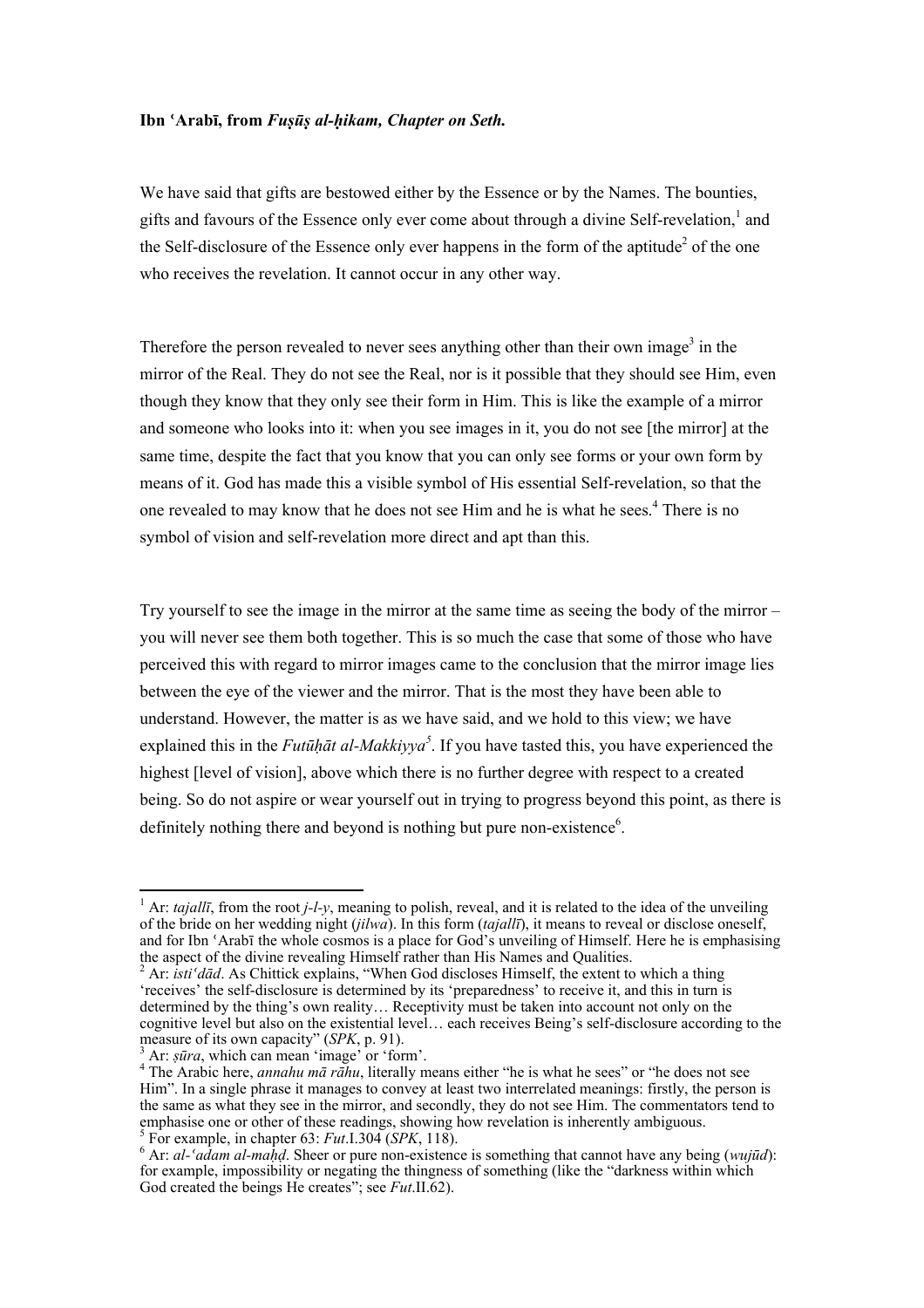**Ibn ʿArabī, from *Fuṣūṣ al-ḥikam, Chapter on Seth.***

We have said that gifts are bestowed either by the Essence or by the Names. The bounties, gifts and favours of the Essence only ever come about through a divine Self-revelation,[1] and the Self-disclosure of the Essence only ever happens in the form of the aptitude[2] of the one who receives the revelation. It cannot occur in any other way.

Therefore the person revealed to never sees anything other than their own image[3] in the mirror of the Real. They do not see the Real, nor is it possible that they should see Him, even though they know that they only see their form in Him. This is like the example of a mirror and someone who looks into it: when you see images in it, you do not see [the mirror] at the same time, despite the fact that you know that you can only see forms or your own form by means of it. God has made this a visible symbol of His essential Self-revelation, so that the one revealed to may know that he does not see Him and he is what he sees.[4] There is no symbol of vision and self-revelation more direct and apt than this.

Try yourself to see the image in the mirror at the same time as seeing the body of the mirror – you will never see them both together. This is so much the case that some of those who have perceived this with regard to mirror images came to the conclusion that the mirror image lies between the eye of the viewer and the mirror. That is the most they have been able to understand. However, the matter is as we have said, and we hold to this view; we have explained this in the *Futūḥāt al-Makkiyya*[5]. If you have tasted this, you have experienced the highest [level of vision], above which there is no further degree with respect to a created being. So do not aspire or wear yourself out in trying to progress beyond this point, as there is definitely nothing there and beyond is nothing but pure non-existence[6].

---

[1] Ar: *tajallī*, from the root *j-l-y*, meaning to polish, reveal, and it is related to the idea of the unveiling of the bride on her wedding night (*jilwa*). In this form (*tajallī*), it means to reveal or disclose oneself, and for Ibn ʿArabī the whole cosmos is a place for God's unveiling of Himself. Here he is emphasising the aspect of the divine revealing Himself rather than His Names and Qualities.

[2] Ar: *istiʿdād*. As Chittick explains, "When God discloses Himself, the extent to which a thing 'receives' the self-disclosure is determined by its 'preparedness' to receive it, and this in turn is determined by the thing's own reality… Receptivity must be taken into account not only on the cognitive level but also on the existential level… each receives Being's self-disclosure according to the measure of its own capacity" (*SPK*, p. 91).

[3] Ar: *ṣūra*, which can mean 'image' or 'form'.

[4] The Arabic here, *annahu mā rāhu*, literally means either "he is what he sees" or "he does not see Him". In a single phrase it manages to convey at least two interrelated meanings: firstly, the person is the same as what they see in the mirror, and secondly, they do not see Him. The commentators tend to emphasise one or other of these readings, showing how revelation is inherently ambiguous.

[5] For example, in chapter 63: *Fut*.I.304 (*SPK*, 118).

[6] Ar: *al-ʿadam al-maḥḍ*. Sheer or pure non-existence is something that cannot have any being (*wujūd*): for example, impossibility or negating the thingness of something (like the "darkness within which God created the beings He creates"; see *Fut*.II.62).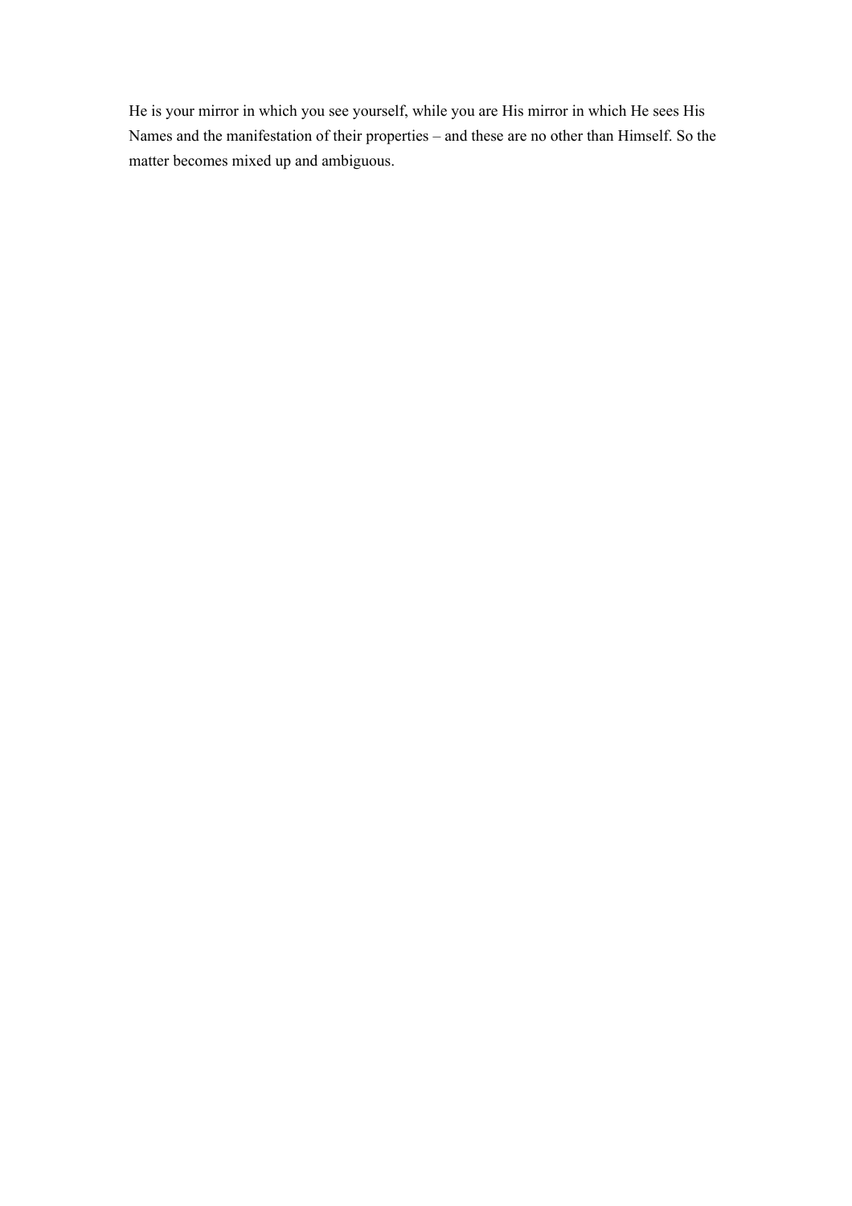He is your mirror in which you see yourself, while you are His mirror in which He sees His Names and the manifestation of their properties – and these are no other than Himself. So the matter becomes mixed up and ambiguous.